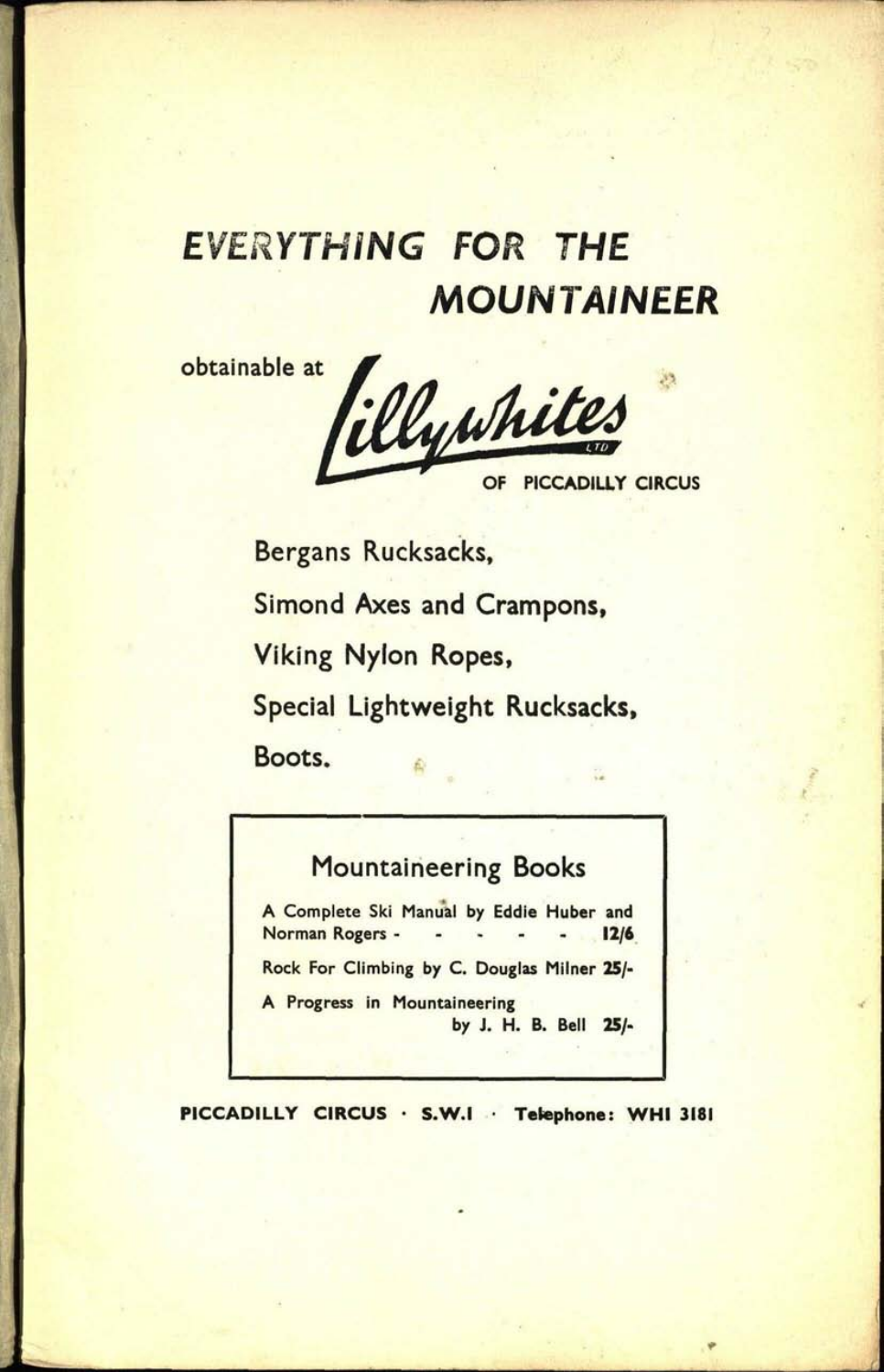# *EVERYTHING FOR THE MOUNTAINEER*

obtainable at **Lillywhites** LTD OF PICCADILLY CIRCUS

Bergans Rucksacks,

Simond Axes and Crampons,

Viking Nylon Ropes,

Special Lightweight Rucksacks,

Boots.

## Mountaineering Books

A Complete Ski Manual by Eddie Huber and Norman Rogers - - - - - **12/6**

Rock For Climbing by C. Douglas Milner **25/-**

A Progress in Mountaineering by J. H. B. Bell **25/-**

**PICCADILLY CIRCUS · S.W.1 · Telephone: WHI 3181**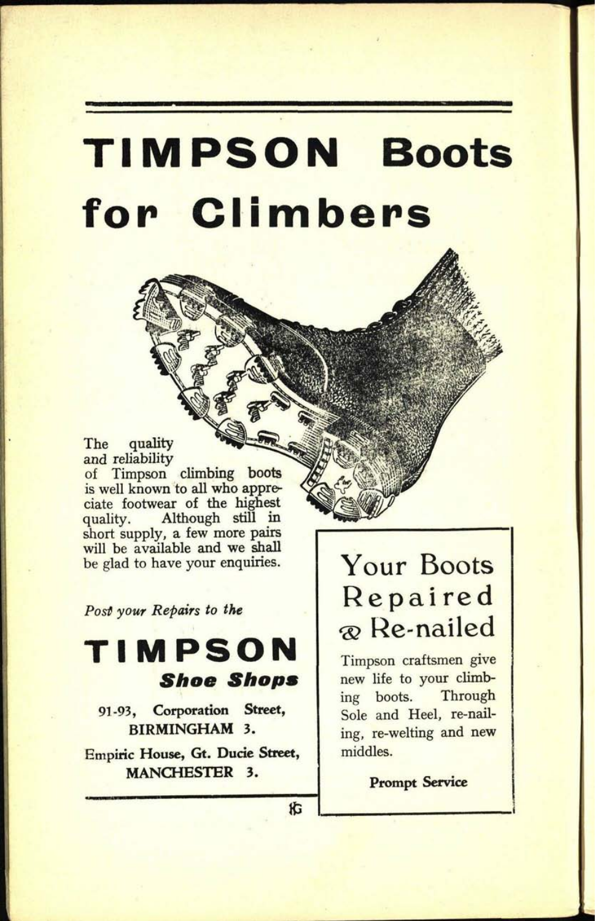# TIMPSON Boots for Climbers

The quality and reliability of Timpson climbing boots is well known to all who appreciate footwear of the highest quality. Although still in short supply, a few more pairs will be available and we shall be glad to have your enquiries.

*Post your Repairs to the*

## TIMPSON

***Shoe Shops***

91-93, Corporation Street,
BIRMINGHAM 3.

Empiric House, Gt. Ducie Street,
MANCHESTER 3.

## Your Boots Repaired & Re-nailed

Timpson craftsmen give new life to your climbing boots. Through Sole and Heel, re-nailing, re-welting and new middles.

**Prompt Service**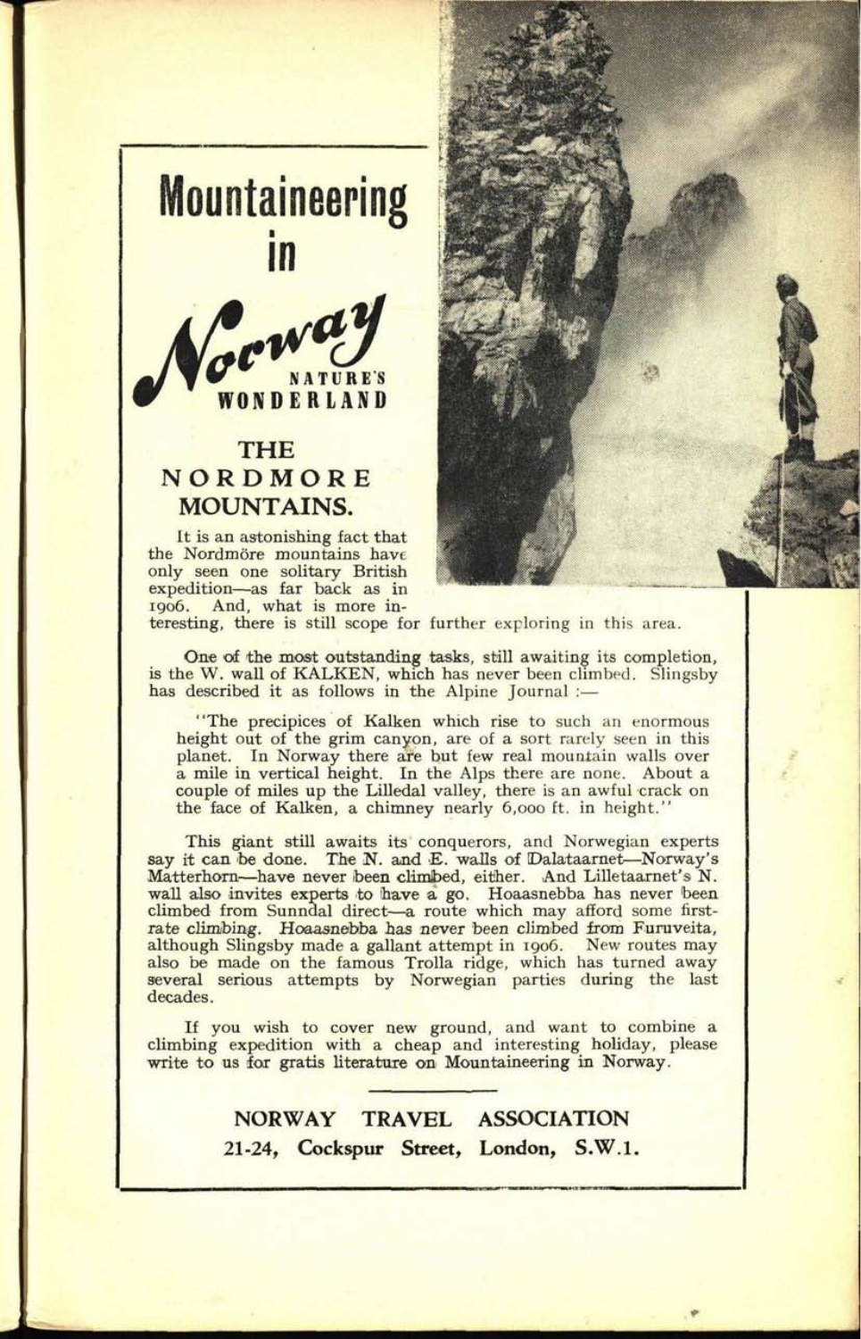# Mountaineering in Norway

NATURE'S WONDERLAND

## THE NORDMORE MOUNTAINS.

It is an astonishing fact that the Nordmöre mountains have only seen one solitary British expedition—as far back as in 1906. And, what is more interesting, there is still scope for further exploring in this area.

One of the most outstanding tasks, still awaiting its completion, is the W. wall of KALKEN, which has never been climbed. Slingsby has described it as follows in the Alpine Journal :—

> "The precipices of Kalken which rise to such an enormous height out of the grim canyon, are of a sort rarely seen in this planet. In Norway there are but few real mountain walls over a mile in vertical height. In the Alps there are none. About a couple of miles up the Lilledal valley, there is an awful crack on the face of Kalken, a chimney nearly 6,000 ft. in height."

This giant still awaits its conquerors, and Norwegian experts say it can be done. The N. and E. walls of Dalataarnet—Norway's Matterhorn—have never been climbed, either. And Lilletaarnet's N. wall also invites experts to have a go. Hoaasnebba has never been climbed from Sunndal direct—a route which may afford some first-rate climbing. Hoaasnebba has never been climbed from Furuveita, although Slingsby made a gallant attempt in 1906. New routes may also be made on the famous Trolla ridge, which has turned away several serious attempts by Norwegian parties during the last decades.

If you wish to cover new ground, and want to combine a climbing expedition with a cheap and interesting holiday, please write to us for gratis literature on Mountaineering in Norway.

**NORWAY TRAVEL ASSOCIATION**
**21-24, Cockspur Street, London, S.W.1.**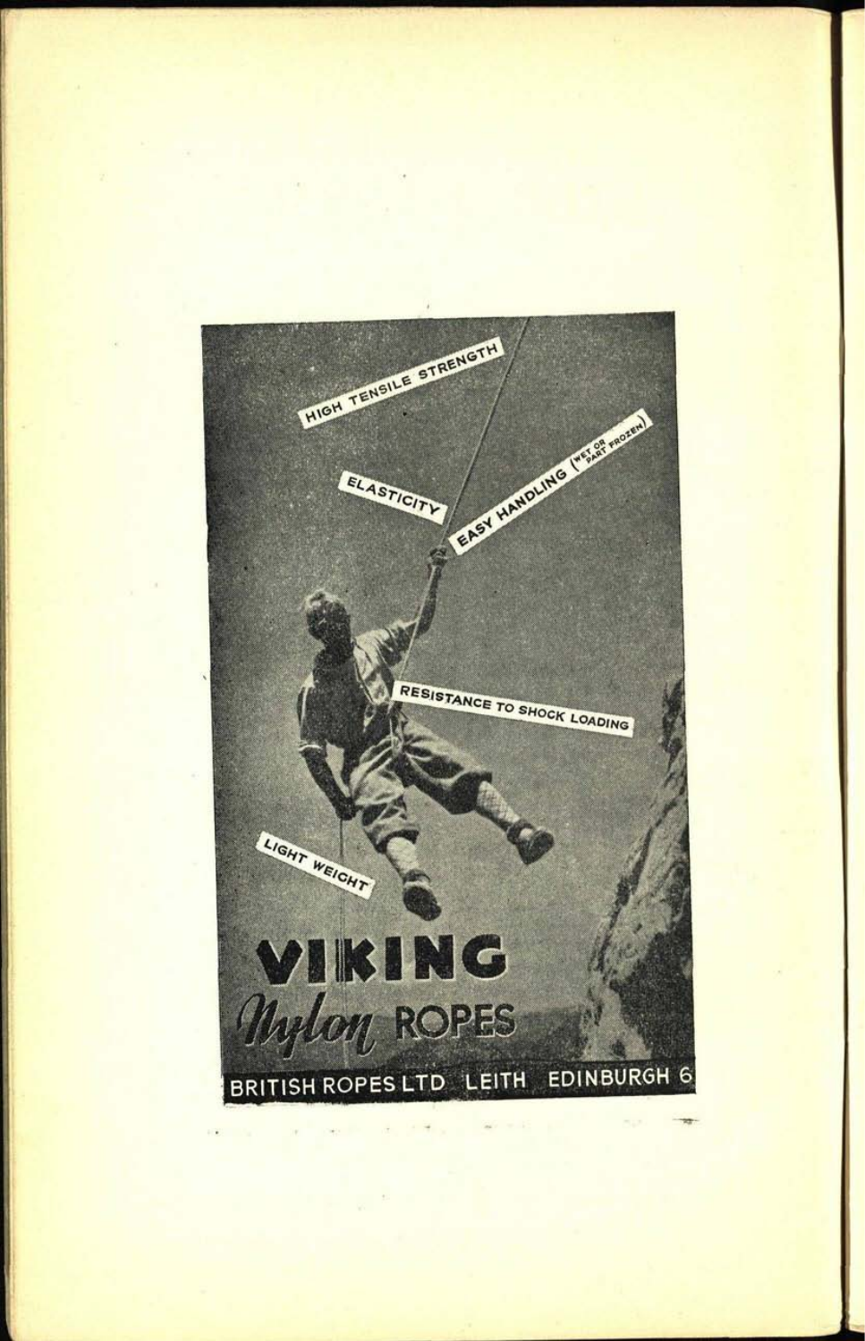HIGH TENSILE STRENGTH

ELASTICITY

EASY HANDLING (WET OR PART FROZEN)

RESISTANCE TO SHOCK LOADING

LIGHT WEIGHT

# VIKING

## *Nylon* ROPES

BRITISH ROPES LTD LEITH EDINBURGH 6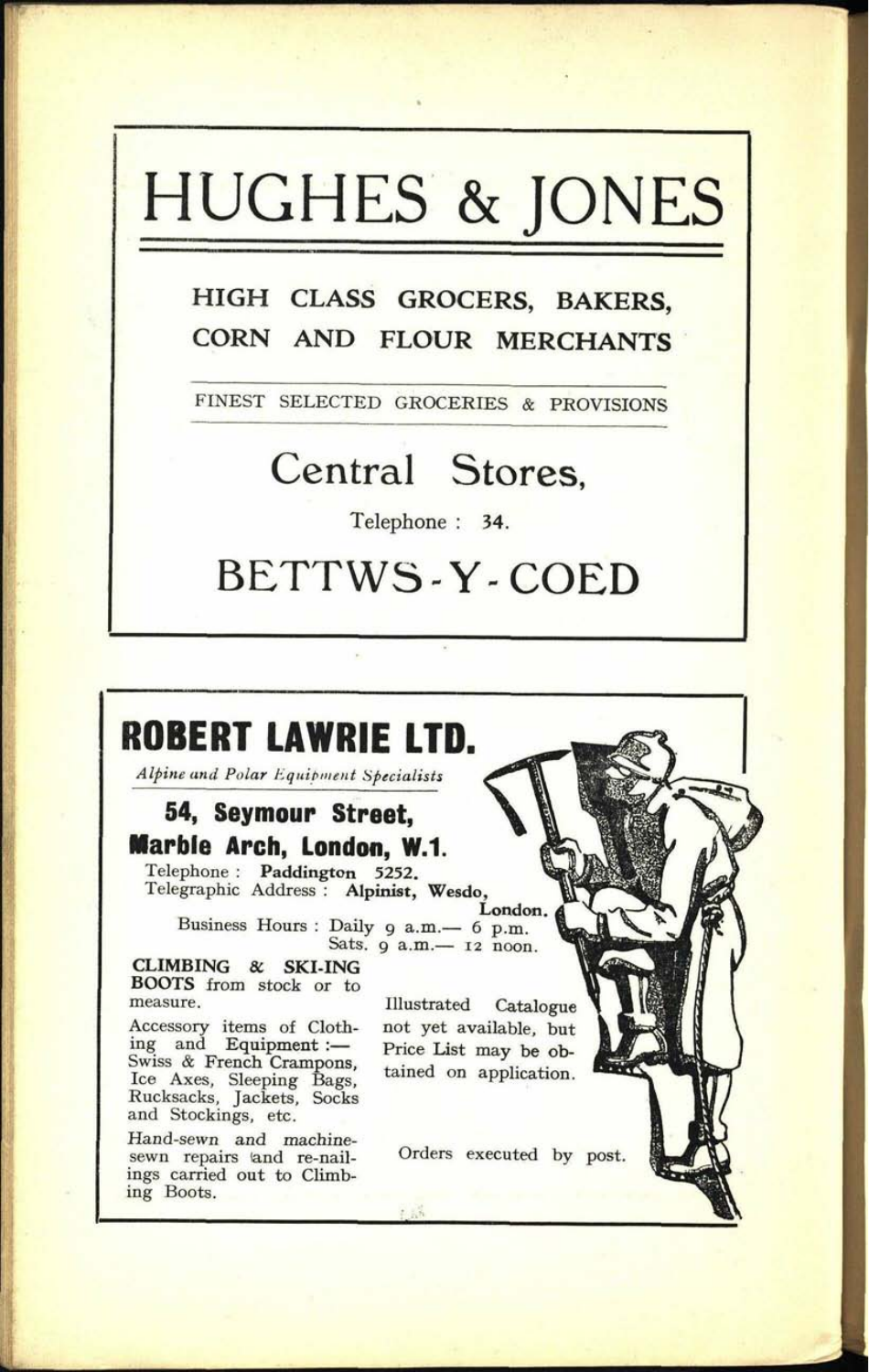# HUGHES & JONES

## HIGH CLASS GROCERS, BAKERS, CORN AND FLOUR MERCHANTS

FINEST SELECTED GROCERIES & PROVISIONS

## Central Stores,

Telephone : 34.

## BETTWS-Y-COED

---

# ROBERT LAWRIE LTD.

*Alpine and Polar Equipment Specialists*

### 54, Seymour Street, Marble Arch, London, W.1.

Telephone : **Paddington 5252.**
Telegraphic Address : **Alpinist, Wesdo, London.**

Business Hours : Daily 9 a.m.— 6 p.m.
Sats. 9 a.m.— 12 noon.

**CLIMBING & SKI-ING BOOTS** from stock or to measure.

Accessory items of Clothing and Equipment :— Swiss & French Crampons, Ice Axes, Sleeping Bags, Rucksacks, Jackets, Socks and Stockings, etc.

Hand-sewn and machine-sewn repairs and re-nailings carried out to Climbing Boots.

Illustrated Catalogue not yet available, but Price List may be obtained on application.

Orders executed by post.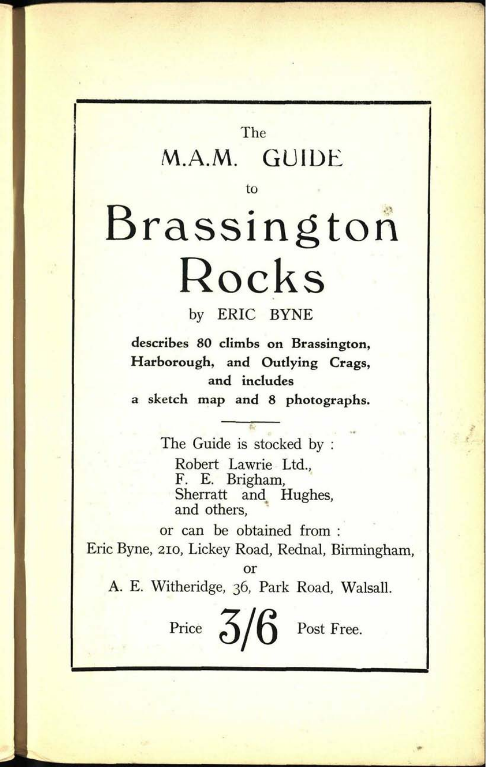The

M.A.M. GUIDE

to

# Brassington Rocks

by ERIC BYNE

**describes 80 climbs on Brassington, Harborough, and Outlying Crags, and includes a sketch map and 8 photographs.**

---

The Guide is stocked by :

Robert Lawrie Ltd.,
F. E. Brigham,
Sherratt and Hughes,
and others,

or can be obtained from :

Eric Byne, 210, Lickey Road, Rednal, Birmingham,

or

A. E. Witheridge, 36, Park Road, Walsall.

Price **3/6** Post Free.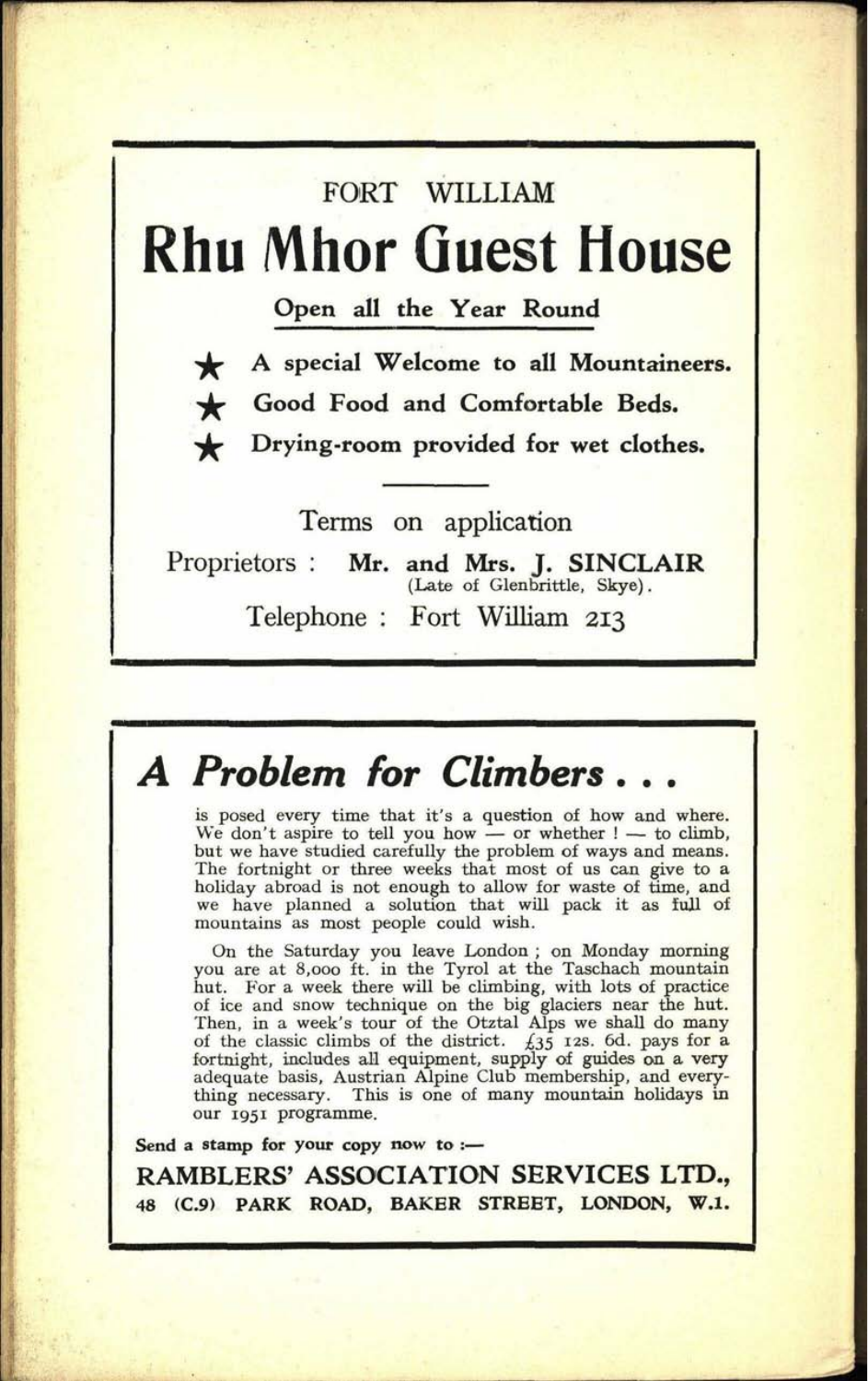FORT WILLIAM

# Rhu Mhor Guest House

**Open all the Year Round**

★ **A special Welcome to all Mountaineers.**

★ **Good Food and Comfortable Beds.**

★ **Drying-room provided for wet clothes.**

---

Terms on application

Proprietors : **Mr. and Mrs. J. SINCLAIR** (Late of Glenbrittle, Skye).

Telephone : Fort William 213

---

## *A Problem for Climbers . . .*

is posed every time that it's a question of how and where. We don't aspire to tell you how — or whether ! — to climb, but we have studied carefully the problem of ways and means. The fortnight or three weeks that most of us can give to a holiday abroad is not enough to allow for waste of time, and we have planned a solution that will pack it as full of mountains as most people could wish.

On the Saturday you leave London ; on Monday morning you are at 8,000 ft. in the Tyrol at the Taschach mountain hut. For a week there will be climbing, with lots of practice of ice and snow technique on the big glaciers near the hut. Then, in a week's tour of the Otztal Alps we shall do many of the classic climbs of the district. £35 12s. 6d. pays for a fortnight, includes all equipment, supply of guides on a very adequate basis, Austrian Alpine Club membership, and everything necessary. This is one of many mountain holidays in our 1951 programme.

**Send a stamp for your copy now to :—**

**RAMBLERS' ASSOCIATION SERVICES LTD.,**
**48 (C.9) PARK ROAD, BAKER STREET, LONDON, W.1.**